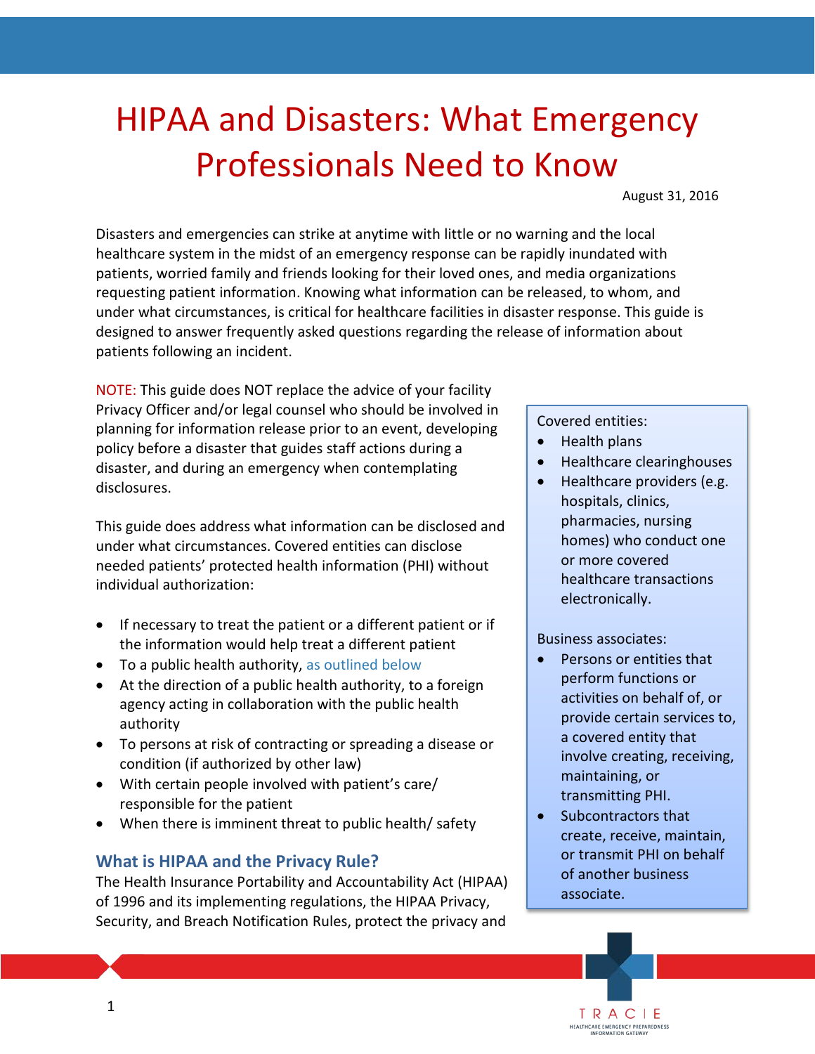# HIPAA and Disasters: What Emergency Professionals Need to Know

August 31, 2016

Disasters and emergencies can strike at anytime with little or no warning and the local healthcare system in the midst of an emergency response can be rapidly inundated with patients, worried family and friends looking for their loved ones, and media organizations requesting patient information. Knowing what information can be released, to whom, and under what circumstances, is critical for healthcare facilities in disaster response. This guide is designed to answer frequently asked questions regarding the release of information about patients following an incident.

NOTE: This guide does NOT replace the advice of your facility Privacy Officer and/or legal counsel who should be involved in planning for information release prior to an event, developing policy before a disaster that guides staff actions during a disaster, and during an emergency when contemplating disclosures.

This guide does address what information can be disclosed and under what circumstances. Covered entities can disclose needed patients' protected health information (PHI) without individual authorization:

- If necessary to treat the patient or a different patient or if the information would help treat a different patient
- To a public health authority, as outlined below
- At the direction of a public health authority, to a foreign agency acting in collaboration with the public health authority
- To persons at risk of contracting or spreading a disease or condition (if authorized by other law)
- With certain people involved with patient's care/ responsible for the patient
- When there is imminent threat to public health/ safety

Covered entities:

- Health plans
- Healthcare clearinghouses
- Healthcare providers (e.g. hospitals, clinics, pharmacies, nursing homes) who conduct one or more covered healthcare transactions electronically.

Business associates:

- Persons or entities that perform functions or activities on behalf of, or provide certain services to, a covered entity that involve creating, receiving, maintaining, or transmitting PHI.
- Subcontractors that create, receive, maintain, or transmit PHI on behalf of another business associate.

## What is HIPAA and the Privacy Rule?

The Health Insurance Portability and Accountability Act (HIPAA) of 1996 and its implementing regulations, the HIPAA Privacy, Security, and Breach Notification Rules, protect the privacy and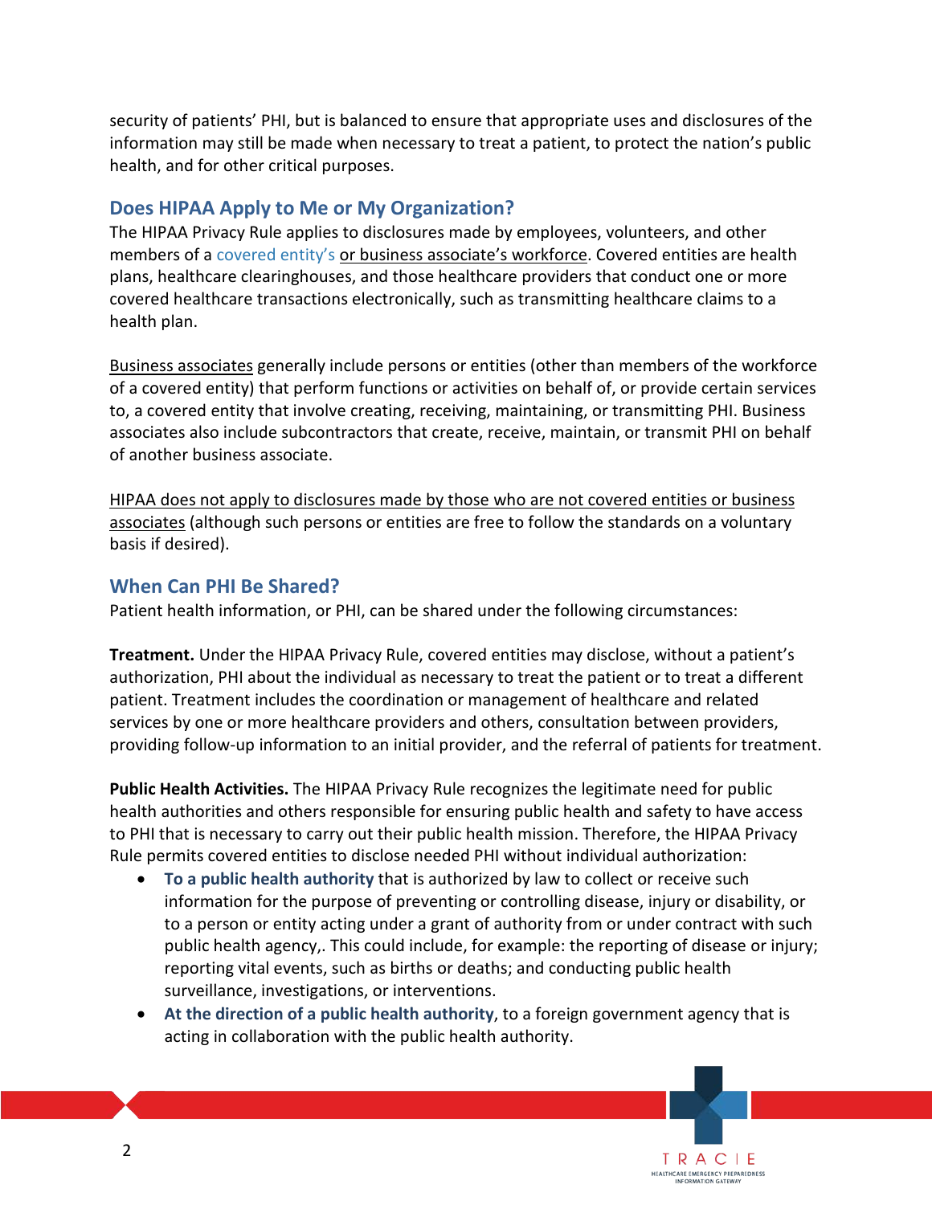security of patients' PHI, but is balanced to ensure that appropriate uses and disclosures of the information may still be made when necessary to treat a patient, to protect the nation's public health, and for other critical purposes.

## Does HIPAA Apply to Me or My Organization?

The HIPAA Privacy Rule applies to disclosures made by employees, volunteers, and other members of a covered entity's or business associate's workforce. Covered entities are health plans, healthcare clearinghouses, and those healthcare providers that conduct one or more covered healthcare transactions electronically, such as transmitting healthcare claims to a health plan.

Business associates generally include persons or entities (other than members of the workforce of a covered entity) that perform functions or activities on behalf of, or provide certain services to, a covered entity that involve creating, receiving, maintaining, or transmitting PHI. Business associates also include subcontractors that create, receive, maintain, or transmit PHI on behalf of another business associate.

HIPAA does not apply to disclosures made by those who are not covered entities or business associates (although such persons or entities are free to follow the standards on a voluntary basis if desired).

## When Can PHI Be Shared?

Patient health information, or PHI, can be shared under the following circumstances:

**Treatment.** Under the HIPAA Privacy Rule, covered entities may disclose, without a patient's authorization, PHI about the individual as necessary to treat the patient or to treat a different patient. Treatment includes the coordination or management of healthcare and related services by one or more healthcare providers and others, consultation between providers, providing follow-up information to an initial provider, and the referral of patients for treatment.

**Public Health Activities.** The HIPAA Privacy Rule recognizes the legitimate need for public health authorities and others responsible for ensuring public health and safety to have access to PHI that is necessary to carry out their public health mission. Therefore, the HIPAA Privacy Rule permits covered entities to disclose needed PHI without individual authorization:

- **To a public health authority** that is authorized by law to collect or receive such information for the purpose of preventing or controlling disease, injury or disability, or to a person or entity acting under a grant of authority from or under contract with such public health agency,. This could include, for example: the reporting of disease or injury; reporting vital events, such as births or deaths; and conducting public health surveillance, investigations, or interventions.
- **At the direction of a public health authority**, to a foreign government agency that is acting in collaboration with the public health authority.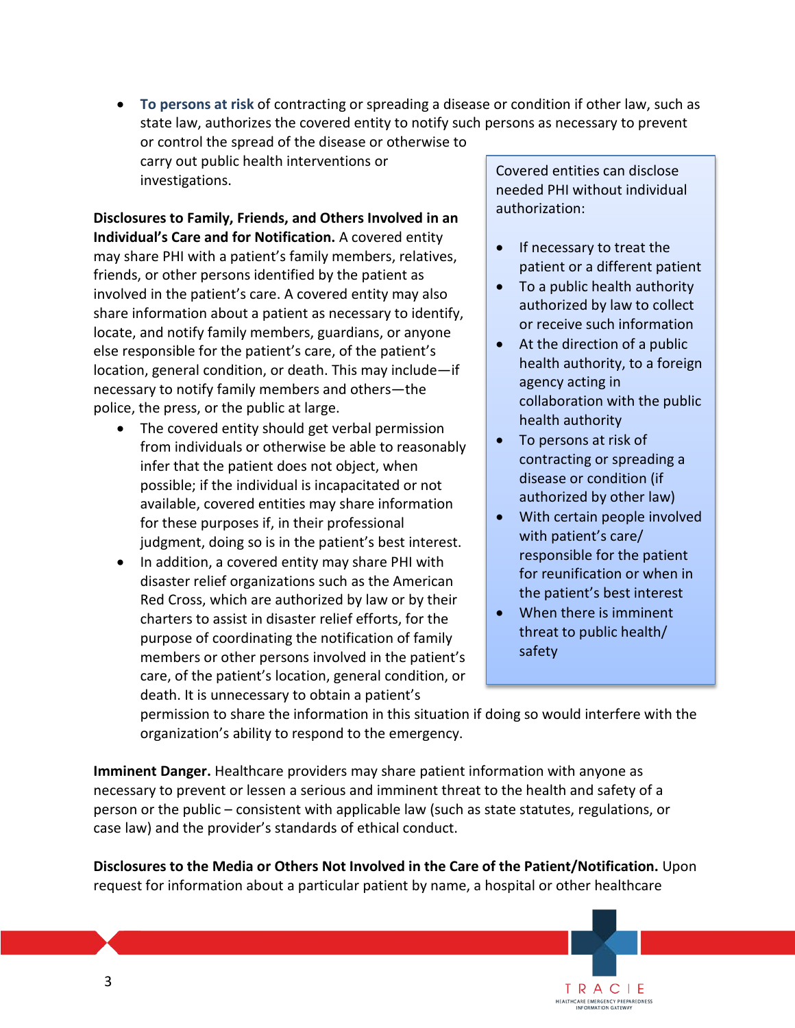- **To persons at risk** of contracting or spreading a disease or condition if other law, such as state law, authorizes the covered entity to notify such persons as necessary to prevent or control the spread of the disease or otherwise to carry out public health interventions or investigations.

> Covered entities can disclose needed PHI without individual authorization:
>
> - If necessary to treat the patient or a different patient
> - To a public health authority authorized by law to collect or receive such information
> - At the direction of a public health authority, to a foreign agency acting in collaboration with the public health authority
> - To persons at risk of contracting or spreading a disease or condition (if authorized by other law)
> - With certain people involved with patient's care/ responsible for the patient for reunification or when in the patient's best interest
> - When there is imminent threat to public health/ safety

**Disclosures to Family, Friends, and Others Involved in an Individual's Care and for Notification.** A covered entity may share PHI with a patient's family members, relatives, friends, or other persons identified by the patient as involved in the patient's care. A covered entity may also share information about a patient as necessary to identify, locate, and notify family members, guardians, or anyone else responsible for the patient's care, of the patient's location, general condition, or death. This may include—if necessary to notify family members and others—the police, the press, or the public at large.

- The covered entity should get verbal permission from individuals or otherwise be able to reasonably infer that the patient does not object, when possible; if the individual is incapacitated or not available, covered entities may share information for these purposes if, in their professional judgment, doing so is in the patient's best interest.
- In addition, a covered entity may share PHI with disaster relief organizations such as the American Red Cross, which are authorized by law or by their charters to assist in disaster relief efforts, for the purpose of coordinating the notification of family members or other persons involved in the patient's care, of the patient's location, general condition, or death. It is unnecessary to obtain a patient's permission to share the information in this situation if doing so would interfere with the organization's ability to respond to the emergency.

**Imminent Danger.** Healthcare providers may share patient information with anyone as necessary to prevent or lessen a serious and imminent threat to the health and safety of a person or the public – consistent with applicable law (such as state statutes, regulations, or case law) and the provider's standards of ethical conduct.

**Disclosures to the Media or Others Not Involved in the Care of the Patient/Notification.** Upon request for information about a particular patient by name, a hospital or other healthcare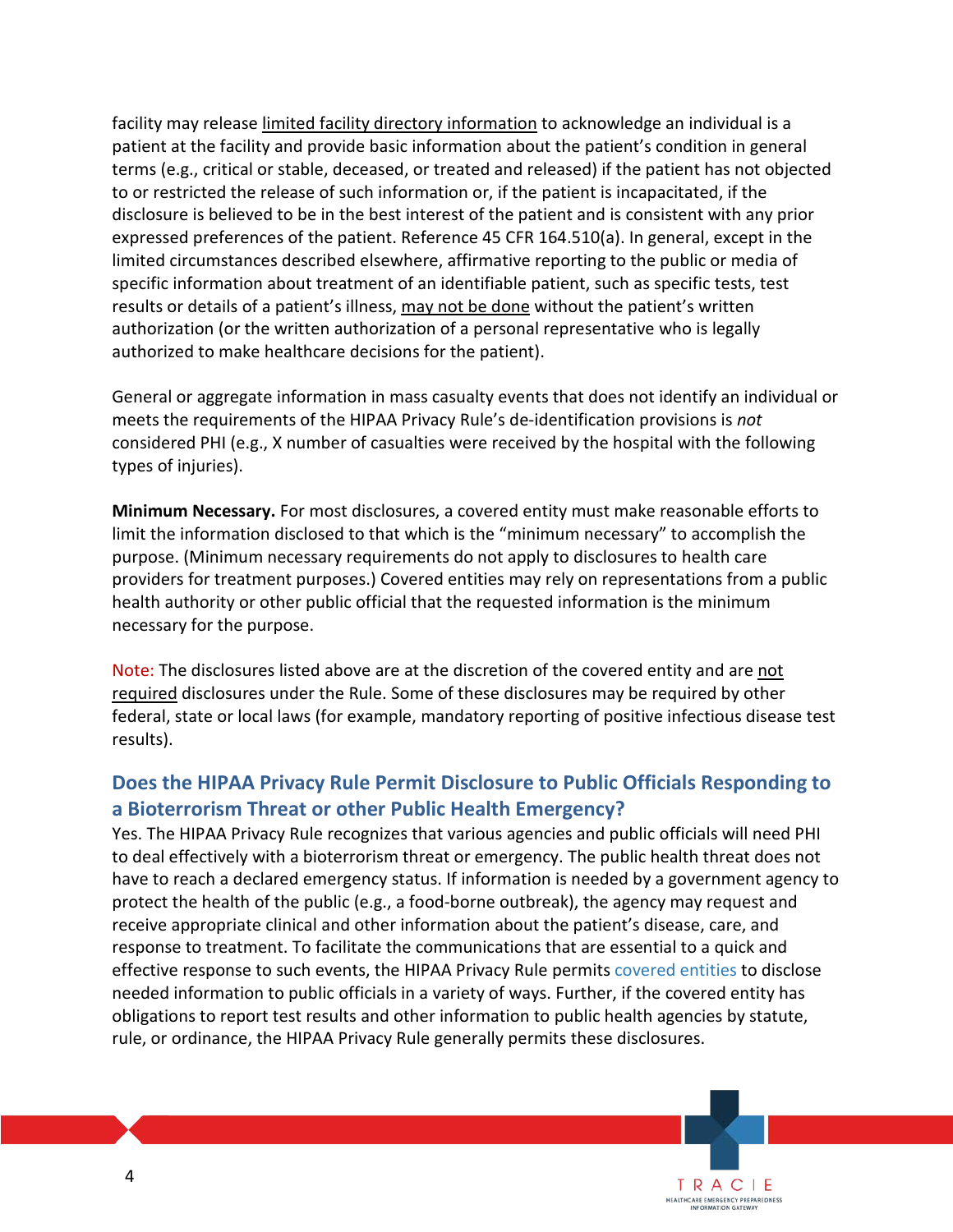facility may release limited facility directory information to acknowledge an individual is a patient at the facility and provide basic information about the patient's condition in general terms (e.g., critical or stable, deceased, or treated and released) if the patient has not objected to or restricted the release of such information or, if the patient is incapacitated, if the disclosure is believed to be in the best interest of the patient and is consistent with any prior expressed preferences of the patient. Reference 45 CFR 164.510(a). In general, except in the limited circumstances described elsewhere, affirmative reporting to the public or media of specific information about treatment of an identifiable patient, such as specific tests, test results or details of a patient's illness, may not be done without the patient's written authorization (or the written authorization of a personal representative who is legally authorized to make healthcare decisions for the patient).

General or aggregate information in mass casualty events that does not identify an individual or meets the requirements of the HIPAA Privacy Rule's de-identification provisions is *not* considered PHI (e.g., X number of casualties were received by the hospital with the following types of injuries).

**Minimum Necessary.** For most disclosures, a covered entity must make reasonable efforts to limit the information disclosed to that which is the "minimum necessary" to accomplish the purpose. (Minimum necessary requirements do not apply to disclosures to health care providers for treatment purposes.) Covered entities may rely on representations from a public health authority or other public official that the requested information is the minimum necessary for the purpose.

Note: The disclosures listed above are at the discretion of the covered entity and are not required disclosures under the Rule. Some of these disclosures may be required by other federal, state or local laws (for example, mandatory reporting of positive infectious disease test results).

## Does the HIPAA Privacy Rule Permit Disclosure to Public Officials Responding to a Bioterrorism Threat or other Public Health Emergency?

Yes. The HIPAA Privacy Rule recognizes that various agencies and public officials will need PHI to deal effectively with a bioterrorism threat or emergency. The public health threat does not have to reach a declared emergency status. If information is needed by a government agency to protect the health of the public (e.g., a food-borne outbreak), the agency may request and receive appropriate clinical and other information about the patient's disease, care, and response to treatment. To facilitate the communications that are essential to a quick and effective response to such events, the HIPAA Privacy Rule permits covered entities to disclose needed information to public officials in a variety of ways. Further, if the covered entity has obligations to report test results and other information to public health agencies by statute, rule, or ordinance, the HIPAA Privacy Rule generally permits these disclosures.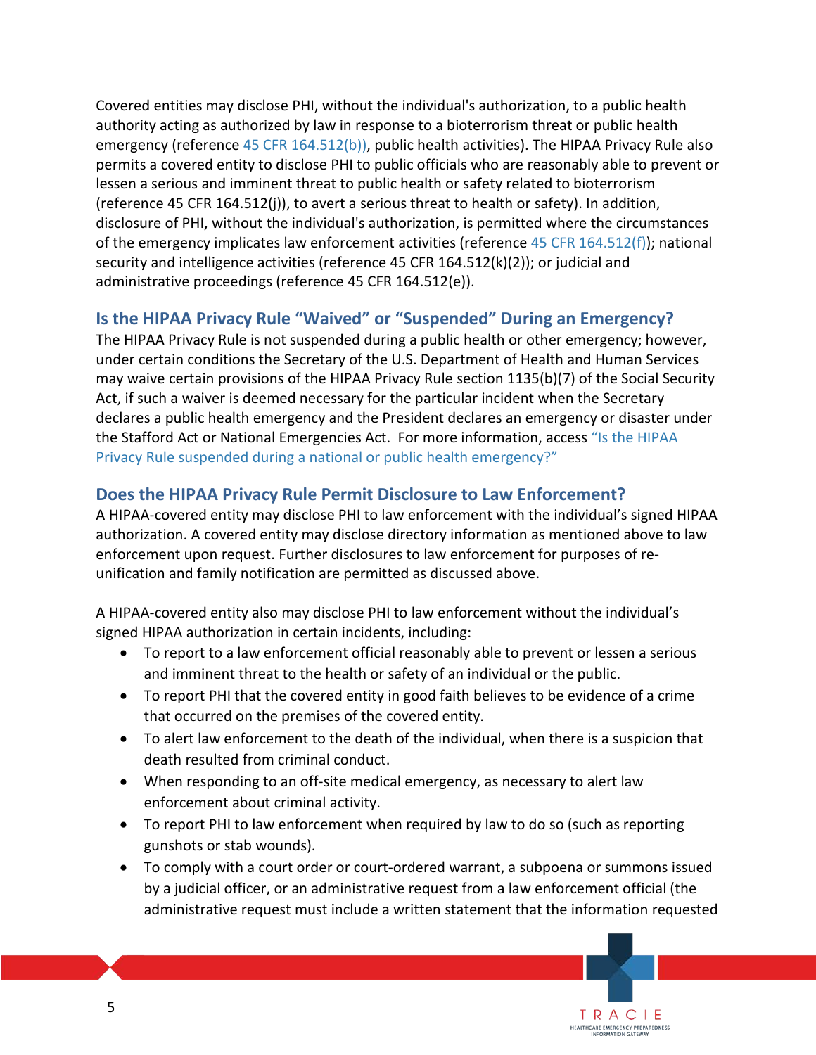Covered entities may disclose PHI, without the individual's authorization, to a public health authority acting as authorized by law in response to a bioterrorism threat or public health emergency (reference 45 CFR 164.512(b)), public health activities). The HIPAA Privacy Rule also permits a covered entity to disclose PHI to public officials who are reasonably able to prevent or lessen a serious and imminent threat to public health or safety related to bioterrorism (reference 45 CFR 164.512(j)), to avert a serious threat to health or safety). In addition, disclosure of PHI, without the individual's authorization, is permitted where the circumstances of the emergency implicates law enforcement activities (reference 45 CFR 164.512(f)); national security and intelligence activities (reference 45 CFR 164.512(k)(2)); or judicial and administrative proceedings (reference 45 CFR 164.512(e)).

## Is the HIPAA Privacy Rule "Waived" or "Suspended" During an Emergency?

The HIPAA Privacy Rule is not suspended during a public health or other emergency; however, under certain conditions the Secretary of the U.S. Department of Health and Human Services may waive certain provisions of the HIPAA Privacy Rule section 1135(b)(7) of the Social Security Act, if such a waiver is deemed necessary for the particular incident when the Secretary declares a public health emergency and the President declares an emergency or disaster under the Stafford Act or National Emergencies Act. For more information, access "Is the HIPAA Privacy Rule suspended during a national or public health emergency?"

## Does the HIPAA Privacy Rule Permit Disclosure to Law Enforcement?

A HIPAA-covered entity may disclose PHI to law enforcement with the individual's signed HIPAA authorization. A covered entity may disclose directory information as mentioned above to law enforcement upon request. Further disclosures to law enforcement for purposes of re-unification and family notification are permitted as discussed above.

A HIPAA-covered entity also may disclose PHI to law enforcement without the individual's signed HIPAA authorization in certain incidents, including:

- To report to a law enforcement official reasonably able to prevent or lessen a serious and imminent threat to the health or safety of an individual or the public.
- To report PHI that the covered entity in good faith believes to be evidence of a crime that occurred on the premises of the covered entity.
- To alert law enforcement to the death of the individual, when there is a suspicion that death resulted from criminal conduct.
- When responding to an off-site medical emergency, as necessary to alert law enforcement about criminal activity.
- To report PHI to law enforcement when required by law to do so (such as reporting gunshots or stab wounds).
- To comply with a court order or court-ordered warrant, a subpoena or summons issued by a judicial officer, or an administrative request from a law enforcement official (the administrative request must include a written statement that the information requested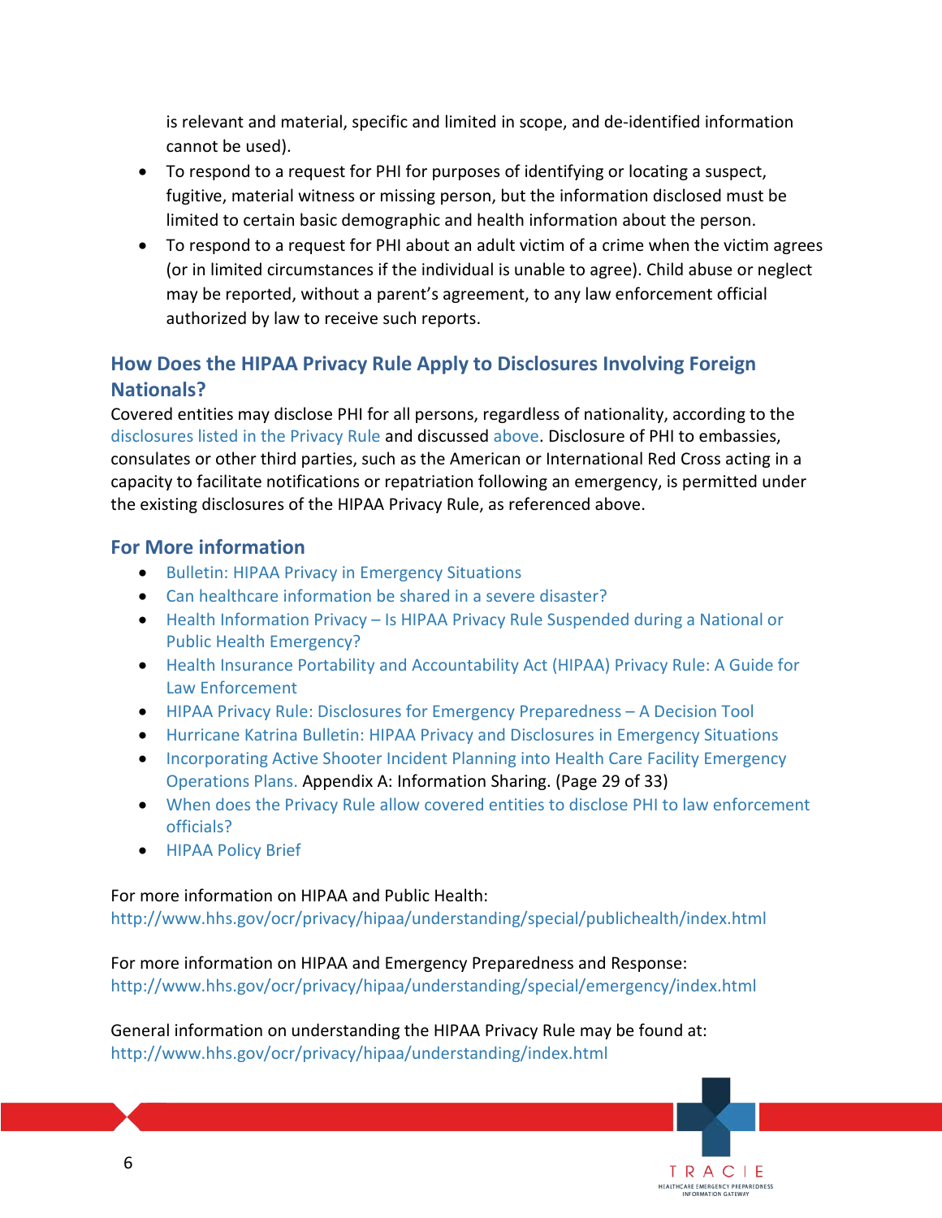is relevant and material, specific and limited in scope, and de-identified information cannot be used).

- To respond to a request for PHI for purposes of identifying or locating a suspect, fugitive, material witness or missing person, but the information disclosed must be limited to certain basic demographic and health information about the person.
- To respond to a request for PHI about an adult victim of a crime when the victim agrees (or in limited circumstances if the individual is unable to agree). Child abuse or neglect may be reported, without a parent's agreement, to any law enforcement official authorized by law to receive such reports.

## How Does the HIPAA Privacy Rule Apply to Disclosures Involving Foreign Nationals?

Covered entities may disclose PHI for all persons, regardless of nationality, according to the disclosures listed in the Privacy Rule and discussed above. Disclosure of PHI to embassies, consulates or other third parties, such as the American or International Red Cross acting in a capacity to facilitate notifications or repatriation following an emergency, is permitted under the existing disclosures of the HIPAA Privacy Rule, as referenced above.

## For More information

- Bulletin: HIPAA Privacy in Emergency Situations
- Can healthcare information be shared in a severe disaster?
- Health Information Privacy – Is HIPAA Privacy Rule Suspended during a National or Public Health Emergency?
- Health Insurance Portability and Accountability Act (HIPAA) Privacy Rule: A Guide for Law Enforcement
- HIPAA Privacy Rule: Disclosures for Emergency Preparedness – A Decision Tool
- Hurricane Katrina Bulletin: HIPAA Privacy and Disclosures in Emergency Situations
- Incorporating Active Shooter Incident Planning into Health Care Facility Emergency Operations Plans. Appendix A: Information Sharing. (Page 29 of 33)
- When does the Privacy Rule allow covered entities to disclose PHI to law enforcement officials?
- HIPAA Policy Brief

For more information on HIPAA and Public Health:
http://www.hhs.gov/ocr/privacy/hipaa/understanding/special/publichealth/index.html

For more information on HIPAA and Emergency Preparedness and Response:
http://www.hhs.gov/ocr/privacy/hipaa/understanding/special/emergency/index.html

General information on understanding the HIPAA Privacy Rule may be found at:
http://www.hhs.gov/ocr/privacy/hipaa/understanding/index.html